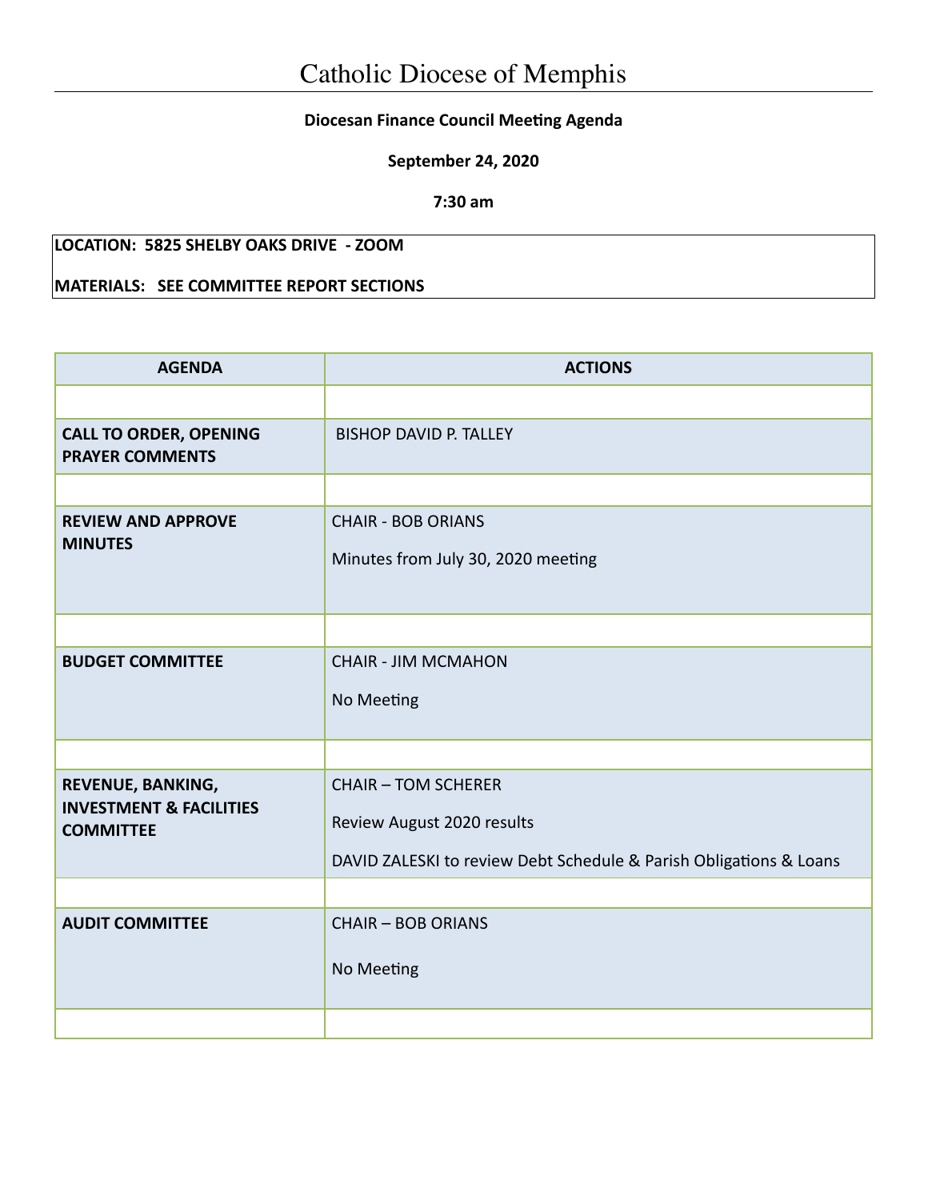# Catholic Diocese of Memphis

**Diocesan Finance Council Meeting Agenda**

**September 24, 2020**

**7:30 am**

**LOCATION: 5825 SHELBY OAKS DRIVE - ZOOM**

**MATERIALS: SEE COMMITTEE REPORT SECTIONS**

| AGENDA | ACTIONS |
|---|---|
| | |
| **CALL TO ORDER, OPENING PRAYER COMMENTS** | BISHOP DAVID P. TALLEY |
| | |
| **REVIEW AND APPROVE MINUTES** | CHAIR - BOB ORIANS<br>Minutes from July 30, 2020 meeting |
| | |
| **BUDGET COMMITTEE** | CHAIR - JIM MCMAHON<br>No Meeting |
| | |
| **REVENUE, BANKING, INVESTMENT & FACILITIES COMMITTEE** | CHAIR – TOM SCHERER<br>Review August 2020 results<br>DAVID ZALESKI to review Debt Schedule & Parish Obligations & Loans |
| | |
| **AUDIT COMMITTEE** | CHAIR – BOB ORIANS<br>No Meeting |
| | |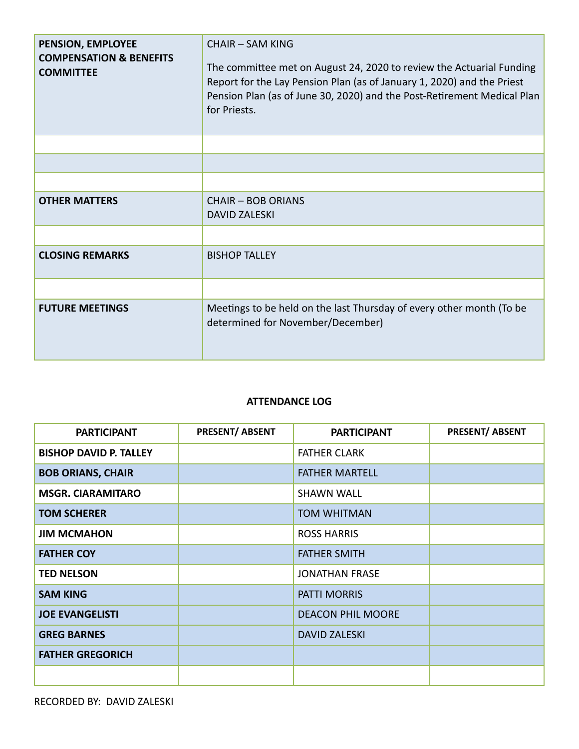| | |
|---|---|
| **PENSION, EMPLOYEE COMPENSATION & BENEFITS COMMITTEE** | CHAIR – SAM KING<br><br>The committee met on August 24, 2020 to review the Actuarial Funding Report for the Lay Pension Plan (as of January 1, 2020) and the Priest Pension Plan (as of June 30, 2020) and the Post-Retirement Medical Plan for Priests. |
| | |
| | |
| | |
| **OTHER MATTERS** | CHAIR – BOB ORIANS<br>DAVID ZALESKI |
| | |
| **CLOSING REMARKS** | BISHOP TALLEY |
| | |
| **FUTURE MEETINGS** | Meetings to be held on the last Thursday of every other month (To be determined for November/December) |

**ATTENDANCE LOG**

| PARTICIPANT | PRESENT/ ABSENT | PARTICIPANT | PRESENT/ ABSENT |
|---|---|---|---|
| **BISHOP DAVID P. TALLEY** | | FATHER CLARK | |
| **BOB ORIANS, CHAIR** | | FATHER MARTELL | |
| **MSGR. CIARAMITARO** | | SHAWN WALL | |
| **TOM SCHERER** | | TOM WHITMAN | |
| **JIM MCMAHON** | | ROSS HARRIS | |
| **FATHER COY** | | FATHER SMITH | |
| **TED NELSON** | | JONATHAN FRASE | |
| **SAM KING** | | PATTI MORRIS | |
| **JOE EVANGELISTI** | | DEACON PHIL MOORE | |
| **GREG BARNES** | | DAVID ZALESKI | |
| **FATHER GREGORICH** | | | |
| | | | |

RECORDED BY: DAVID ZALESKI